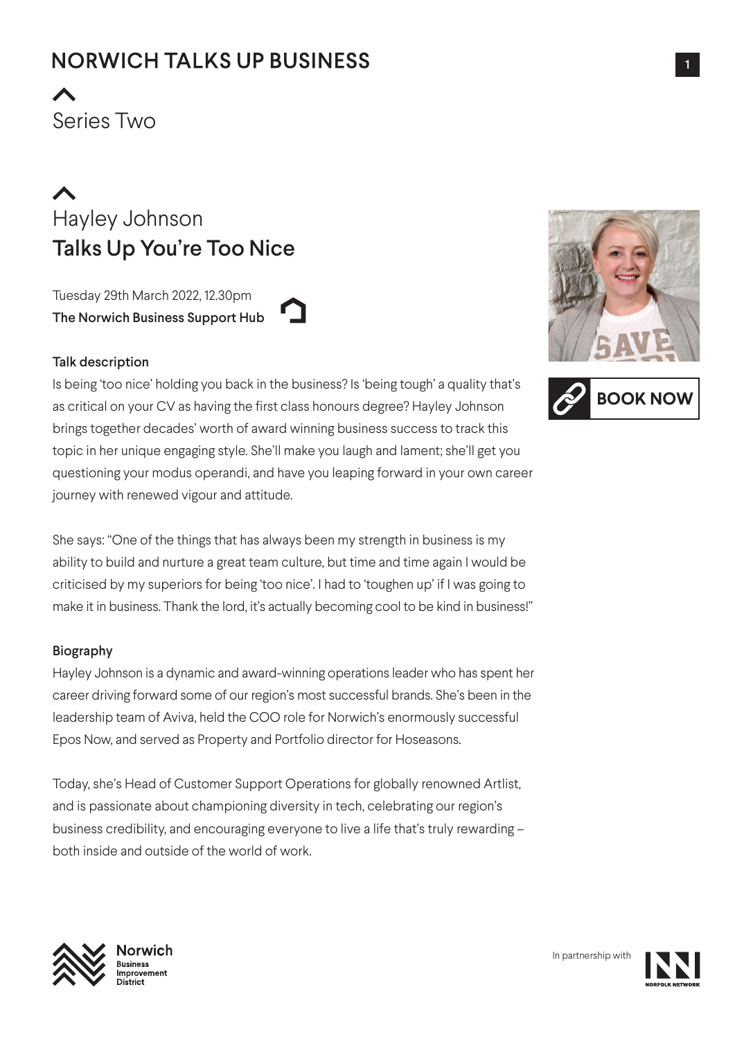# NORWICH TALKS UP BUSINESS

## Series Two

## Hayley Johnson
## **Talks Up You're Too Nice**

Tuesday 29th March 2022, 12.30pm
**The Norwich Business Support Hub**

BOOK NOW

### Talk description

Is being 'too nice' holding you back in the business? Is 'being tough' a quality that's as critical on your CV as having the first class honours degree? Hayley Johnson brings together decades' worth of award winning business success to track this topic in her unique engaging style. She'll make you laugh and lament; she'll get you questioning your modus operandi, and have you leaping forward in your own career journey with renewed vigour and attitude.

She says: "One of the things that has always been my strength in business is my ability to build and nurture a great team culture, but time and time again I would be criticised by my superiors for being 'too nice'. I had to 'toughen up' if I was going to make it in business. Thank the lord, it's actually becoming cool to be kind in business!"

### Biography

Hayley Johnson is a dynamic and award-winning operations leader who has spent her career driving forward some of our region's most successful brands. She's been in the leadership team of Aviva, held the COO role for Norwich's enormously successful Epos Now, and served as Property and Portfolio director for Hoseasons.

Today, she's Head of Customer Support Operations for globally renowned Artlist, and is passionate about championing diversity in tech, celebrating our region's business credibility, and encouraging everyone to live a life that's truly rewarding – both inside and outside of the world of work.

Norwich Business Improvement District

In partnership with Norfolk Network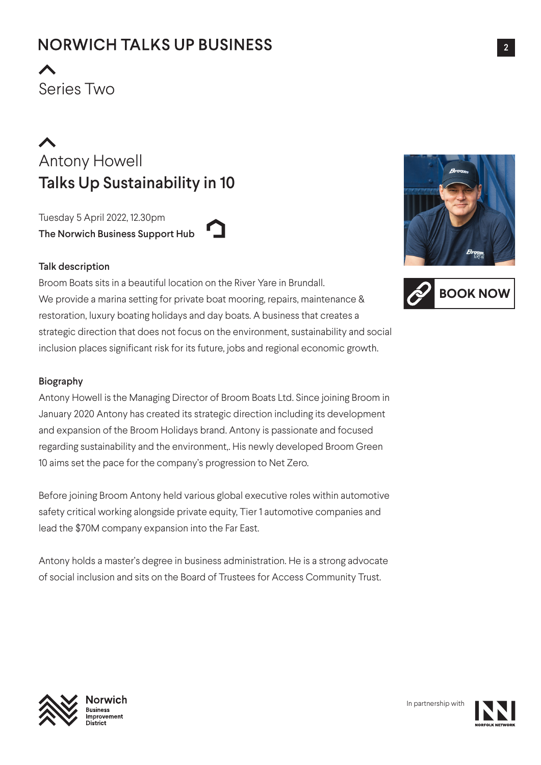# NORWICH TALKS UP BUSINESS

Series Two

## Antony Howell
## Talks Up Sustainability in 10

Tuesday 5 April 2022, 12.30pm
**The Norwich Business Support Hub**

BOOK NOW

### Talk description

Broom Boats sits in a beautiful location on the River Yare in Brundall. We provide a marina setting for private boat mooring, repairs, maintenance & restoration, luxury boating holidays and day boats. A business that creates a strategic direction that does not focus on the environment, sustainability and social inclusion places significant risk for its future, jobs and regional economic growth.

### Biography

Antony Howell is the Managing Director of Broom Boats Ltd. Since joining Broom in January 2020 Antony has created its strategic direction including its development and expansion of the Broom Holidays brand. Antony is passionate and focused regarding sustainability and the environment,. His newly developed Broom Green 10 aims set the pace for the company's progression to Net Zero.

Before joining Broom Antony held various global executive roles within automotive safety critical working alongside private equity, Tier 1 automotive companies and lead the $70M company expansion into the Far East.

Antony holds a master's degree in business administration. He is a strong advocate of social inclusion and sits on the Board of Trustees for Access Community Trust.

Norwich Business Improvement District

In partnership with NORFOLK NETWORK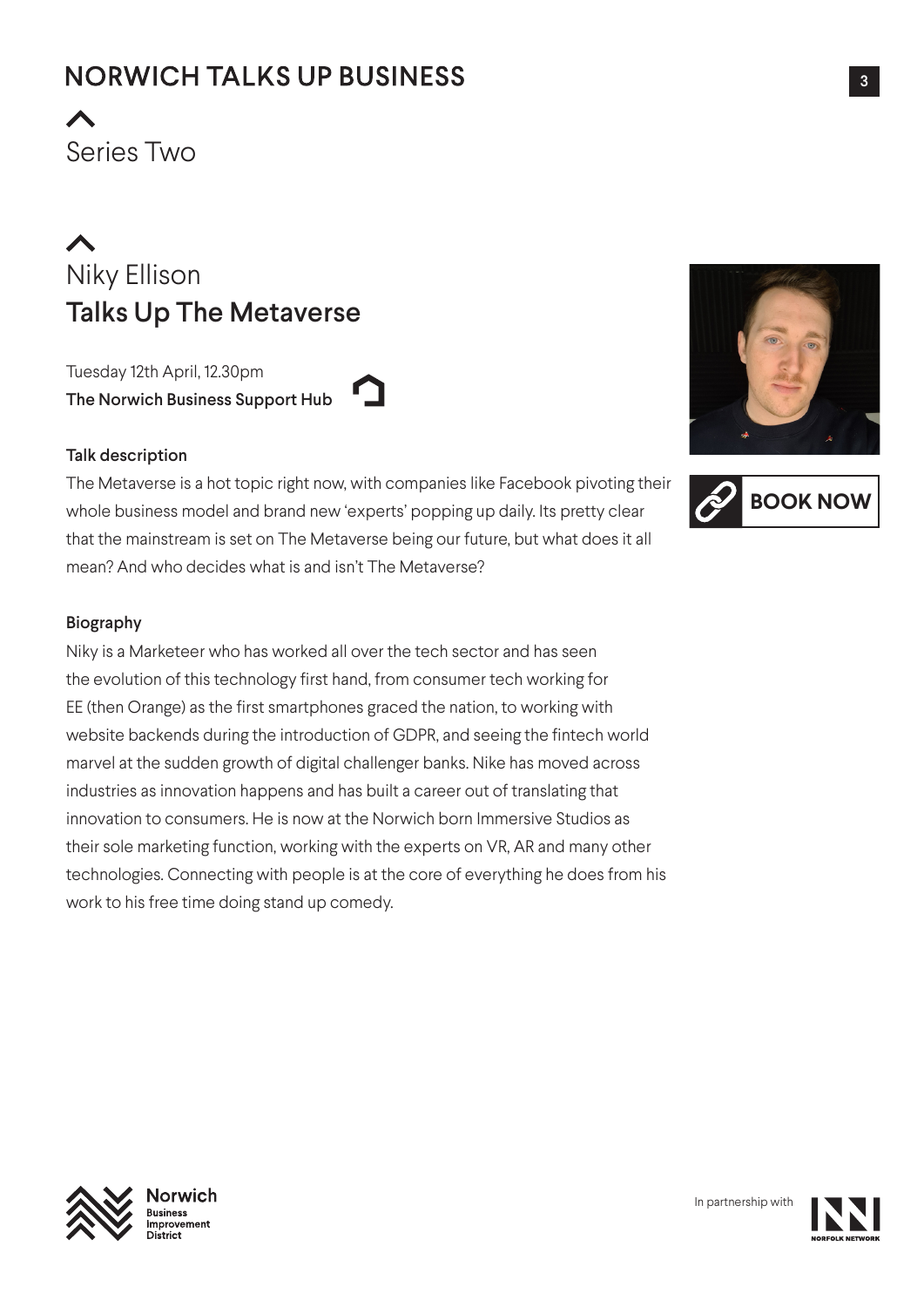# NORWICH TALKS UP BUSINESS

Series Two

## Niky Ellison
## Talks Up The Metaverse

Tuesday 12th April, 12.30pm
**The Norwich Business Support Hub**

BOOK NOW

### Talk description

The Metaverse is a hot topic right now, with companies like Facebook pivoting their whole business model and brand new 'experts' popping up daily. Its pretty clear that the mainstream is set on The Metaverse being our future, but what does it all mean? And who decides what is and isn't The Metaverse?

### Biography

Niky is a Marketeer who has worked all over the tech sector and has seen the evolution of this technology first hand, from consumer tech working for EE (then Orange) as the first smartphones graced the nation, to working with website backends during the introduction of GDPR, and seeing the fintech world marvel at the sudden growth of digital challenger banks. Nike has moved across industries as innovation happens and has built a career out of translating that innovation to consumers. He is now at the Norwich born Immersive Studios as their sole marketing function, working with the experts on VR, AR and many other technologies. Connecting with people is at the core of everything he does from his work to his free time doing stand up comedy.

Norwich Business Improvement District

In partnership with NORFOLK NETWORK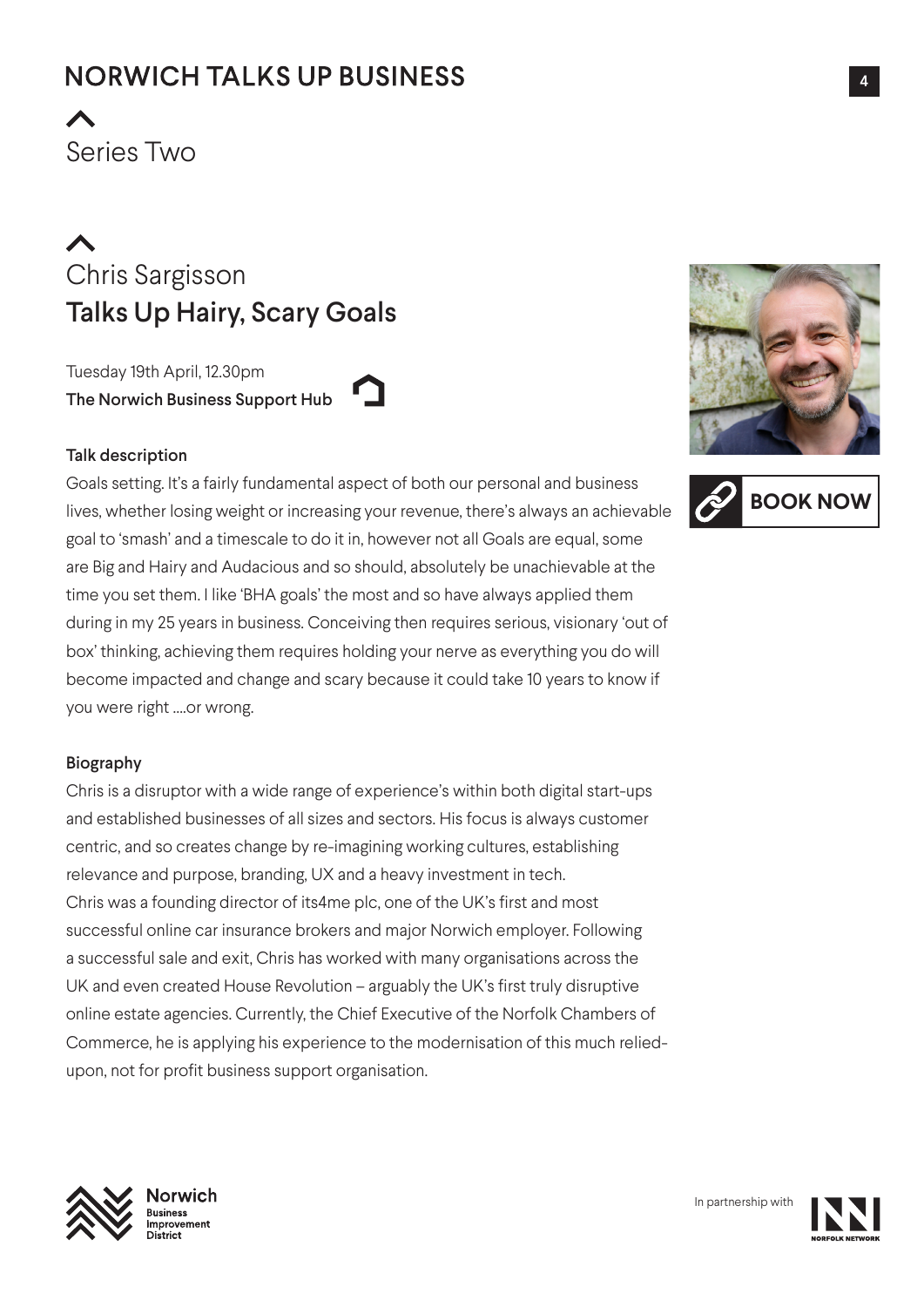# NORWICH TALKS UP BUSINESS

Series Two

## Chris Sargisson
## Talks Up Hairy, Scary Goals

Tuesday 19th April, 12.30pm
**The Norwich Business Support Hub**

**BOOK NOW**

### Talk description

Goals setting. It's a fairly fundamental aspect of both our personal and business lives, whether losing weight or increasing your revenue, there's always an achievable goal to 'smash' and a timescale to do it in, however not all Goals are equal, some are Big and Hairy and Audacious and so should, absolutely be unachievable at the time you set them. I like 'BHA goals' the most and so have always applied them during in my 25 years in business. Conceiving then requires serious, visionary 'out of box' thinking, achieving them requires holding your nerve as everything you do will become impacted and change and scary because it could take 10 years to know if you were right ....or wrong.

### Biography

Chris is a disruptor with a wide range of experience's within both digital start-ups and established businesses of all sizes and sectors. His focus is always customer centric, and so creates change by re-imagining working cultures, establishing relevance and purpose, branding, UX and a heavy investment in tech.
Chris was a founding director of its4me plc, one of the UK's first and most successful online car insurance brokers and major Norwich employer. Following a successful sale and exit, Chris has worked with many organisations across the UK and even created House Revolution – arguably the UK's first truly disruptive online estate agencies. Currently, the Chief Executive of the Norfolk Chambers of Commerce, he is applying his experience to the modernisation of this much relied-upon, not for profit business support organisation.

Norwich Business Improvement District

In partnership with Norfolk Network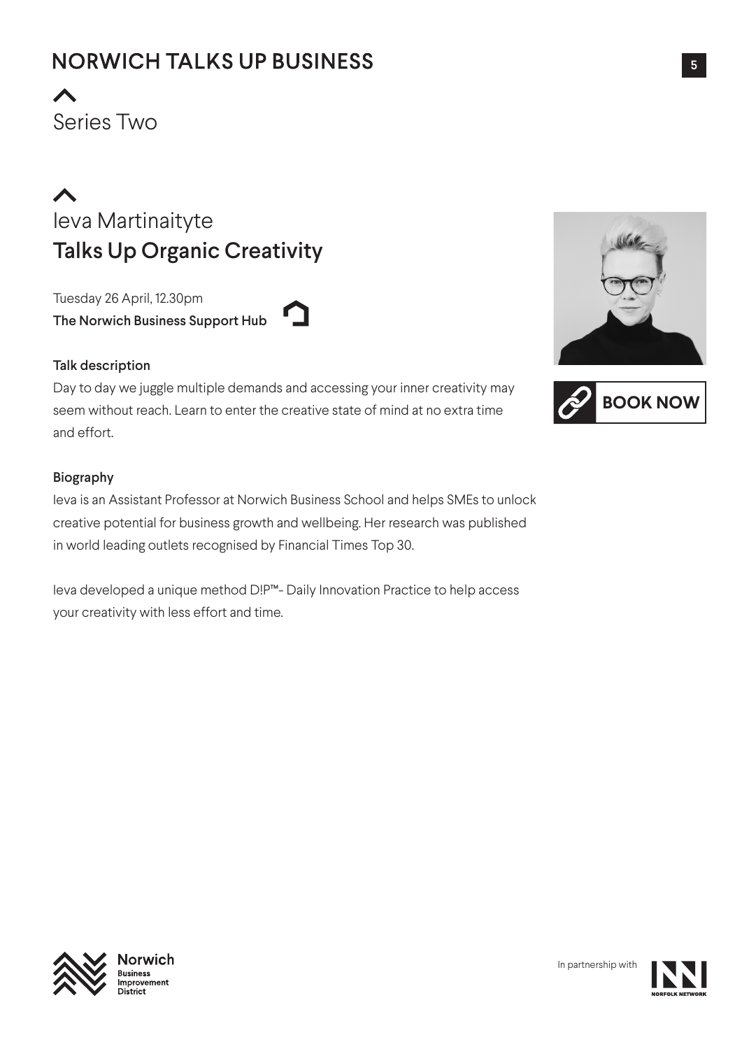# NORWICH TALKS UP BUSINESS

## Series Two

## Ieva Martinaityte
## Talks Up Organic Creativity

Tuesday 26 April, 12.30pm
**The Norwich Business Support Hub**

**BOOK NOW**

### Talk description

Day to day we juggle multiple demands and accessing your inner creativity may seem without reach. Learn to enter the creative state of mind at no extra time and effort.

### Biography

Ieva is an Assistant Professor at Norwich Business School and helps SMEs to unlock creative potential for business growth and wellbeing. Her research was published in world leading outlets recognised by Financial Times Top 30.

Ieva developed a unique method D!P™- Daily Innovation Practice to help access your creativity with less effort and time.

Norwich Business Improvement District

In partnership with

NORFOLK NETWORK